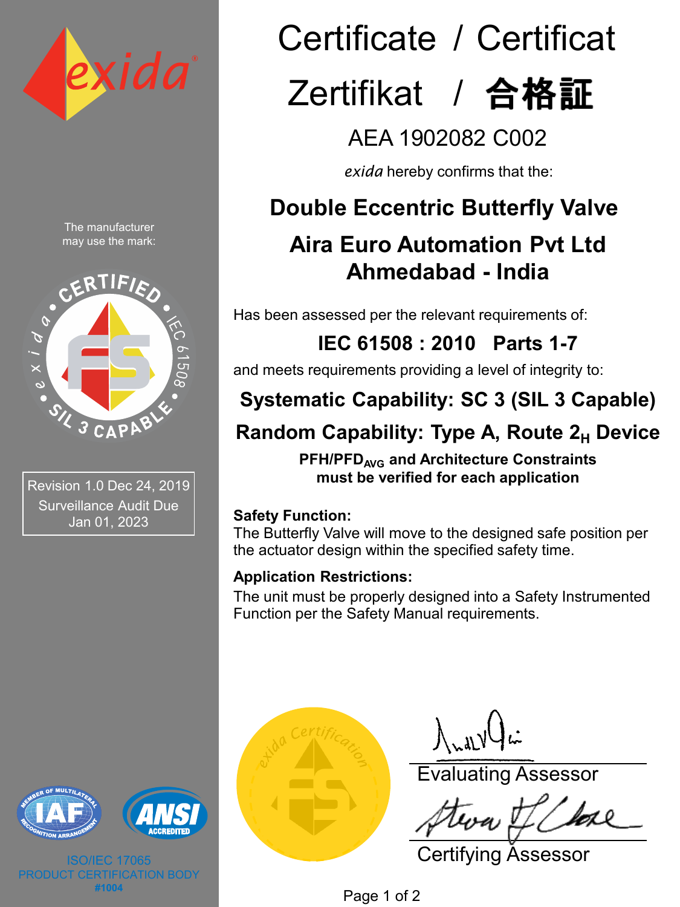# Certificate / Certificat
# Zertifikat / 合格証

## AEA 1902082 C002

*exida* hereby confirms that the:

## Double Eccentric Butterfly Valve

## Aira Euro Automation Pvt Ltd
## Ahmedabad - India

Has been assessed per the relevant requirements of:

**IEC 61508 : 2010 Parts 1-7**

and meets requirements providing a level of integrity to:

**Systematic Capability: SC 3 (SIL 3 Capable)**

**Random Capability: Type A, Route $2_H$ Device**

**PFH/$PFD_{AVG}$ and Architecture Constraints must be verified for each application**

**Safety Function:**
The Butterfly Valve will move to the designed safe position per the actuator design within the specified safety time.

**Application Restrictions:**
The unit must be properly designed into a Safety Instrumented Function per the Safety Manual requirements.

The manufacturer may use the mark:

CERTIFIED • IEC 61508 • SIL 3 CAPABLE • exida

Revision 1.0 Dec 24, 2019
Surveillance Audit Due Jan 01, 2023

ISO/IEC 17065
PRODUCT CERTIFICATION BODY
#1004

Evaluating Assessor

Certifying Assessor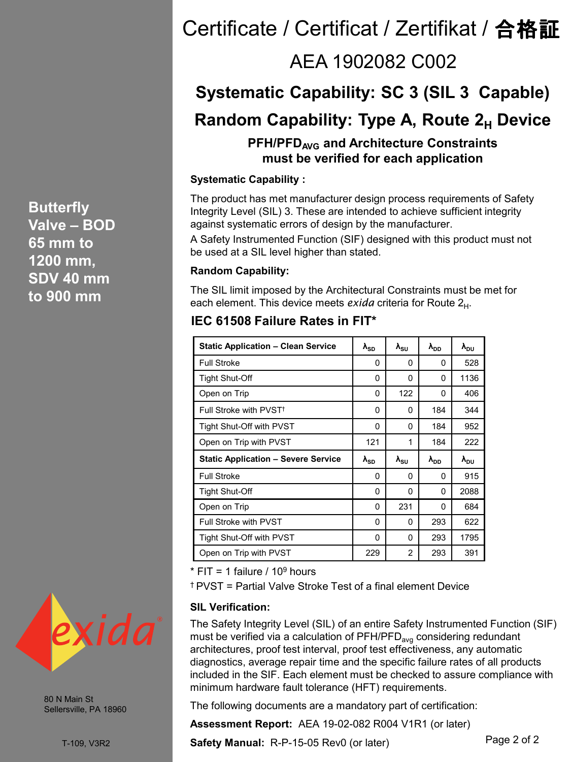# Certificate / Certificat / Zertifikat / 合格証

## AEA 1902082 C002

### Systematic Capability: SC 3 (SIL 3 Capable)

### Random Capability: Type A, Route $2_H$ Device

**PFH/PFD$_{AVG}$ and Architecture Constraints must be verified for each application**

**Butterfly Valve – BOD 65 mm to 1200 mm, SDV 40 mm to 900 mm**

**Systematic Capability :**

The product has met manufacturer design process requirements of Safety Integrity Level (SIL) 3. These are intended to achieve sufficient integrity against systematic errors of design by the manufacturer.

A Safety Instrumented Function (SIF) designed with this product must not be used at a SIL level higher than stated.

**Random Capability:**

The SIL limit imposed by the Architectural Constraints must be met for each element. This device meets *exida* criteria for Route $2_H$.

### IEC 61508 Failure Rates in FIT*

| Static Application – Clean Service | $\lambda_{SD}$ | $\lambda_{SU}$ | $\lambda_{DD}$ | $\lambda_{DU}$ |
|---|---|---|---|---|
| Full Stroke | 0 | 0 | 0 | 528 |
| Tight Shut-Off | 0 | 0 | 0 | 1136 |
| Open on Trip | 0 | 122 | 0 | 406 |
| Full Stroke with PVST† | 0 | 0 | 184 | 344 |
| Tight Shut-Off with PVST | 0 | 0 | 184 | 952 |
| Open on Trip with PVST | 121 | 1 | 184 | 222 |
| **Static Application – Severe Service** | $\lambda_{SD}$ | $\lambda_{SU}$ | $\lambda_{DD}$ | $\lambda_{DU}$ |
| Full Stroke | 0 | 0 | 0 | 915 |
| Tight Shut-Off | 0 | 0 | 0 | 2088 |
| Open on Trip | 0 | 231 | 0 | 684 |
| Full Stroke with PVST | 0 | 0 | 293 | 622 |
| Tight Shut-Off with PVST | 0 | 0 | 293 | 1795 |
| Open on Trip with PVST | 229 | 2 | 293 | 391 |

* FIT = 1 failure / $10^9$ hours

† PVST = Partial Valve Stroke Test of a final element Device

**SIL Verification:**

The Safety Integrity Level (SIL) of an entire Safety Instrumented Function (SIF) must be verified via a calculation of PFH/PFD$_{avg}$ considering redundant architectures, proof test interval, proof test effectiveness, any automatic diagnostics, average repair time and the specific failure rates of all products included in the SIF. Each element must be checked to assure compliance with minimum hardware fault tolerance (HFT) requirements.

The following documents are a mandatory part of certification:

**Assessment Report:** AEA 19-02-082 R004 V1R1 (or later)

**Safety Manual:** R-P-15-05 Rev0 (or later)

exida

80 N Main St
Sellersville, PA 18960

T-109, V3R2